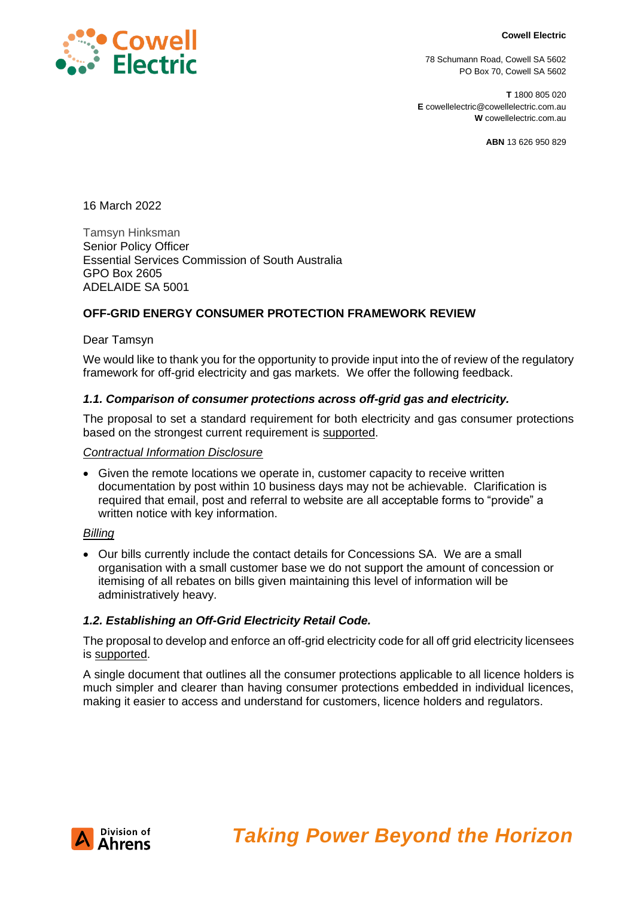**Cowell Electric**

78 Schumann Road, Cowell SA 5602
PO Box 70, Cowell SA 5602

**T** 1800 805 020
**E** cowellelectric@cowellelectric.com.au
**W** cowellelectric.com.au

**ABN** 13 626 950 829

16 March 2022

Tamsyn Hinksman
Senior Policy Officer
Essential Services Commission of South Australia
GPO Box 2605
ADELAIDE SA 5001

**OFF-GRID ENERGY CONSUMER PROTECTION FRAMEWORK REVIEW**

Dear Tamsyn

We would like to thank you for the opportunity to provide input into the of review of the regulatory framework for off-grid electricity and gas markets. We offer the following feedback.

### *1.1. Comparison of consumer protections across off-grid gas and electricity.*

The proposal to set a standard requirement for both electricity and gas consumer protections based on the strongest current requirement is supported.

*Contractual Information Disclosure*

- Given the remote locations we operate in, customer capacity to receive written documentation by post within 10 business days may not be achievable. Clarification is required that email, post and referral to website are all acceptable forms to "provide" a written notice with key information.

*Billing*

- Our bills currently include the contact details for Concessions SA. We are a small organisation with a small customer base we do not support the amount of concession or itemising of all rebates on bills given maintaining this level of information will be administratively heavy.

### *1.2. Establishing an Off-Grid Electricity Retail Code.*

The proposal to develop and enforce an off-grid electricity code for all off grid electricity licensees is supported.

A single document that outlines all the consumer protections applicable to all licence holders is much simpler and clearer than having consumer protections embedded in individual licences, making it easier to access and understand for customers, licence holders and regulators.

Division of Ahrens

*Taking Power Beyond the Horizon*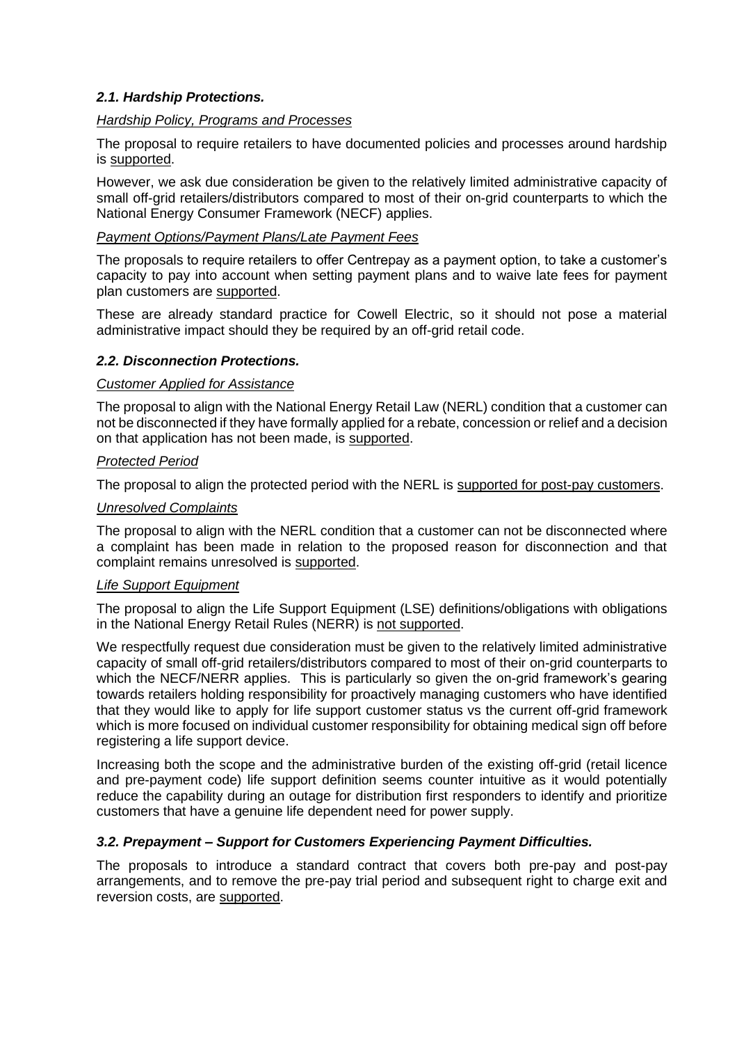### *2.1. Hardship Protections.*

*Hardship Policy, Programs and Processes*

The proposal to require retailers to have documented policies and processes around hardship is supported.

However, we ask due consideration be given to the relatively limited administrative capacity of small off-grid retailers/distributors compared to most of their on-grid counterparts to which the National Energy Consumer Framework (NECF) applies.

*Payment Options/Payment Plans/Late Payment Fees*

The proposals to require retailers to offer Centrepay as a payment option, to take a customer's capacity to pay into account when setting payment plans and to waive late fees for payment plan customers are supported.

These are already standard practice for Cowell Electric, so it should not pose a material administrative impact should they be required by an off-grid retail code.

### *2.2. Disconnection Protections.*

*Customer Applied for Assistance*

The proposal to align with the National Energy Retail Law (NERL) condition that a customer can not be disconnected if they have formally applied for a rebate, concession or relief and a decision on that application has not been made, is supported.

*Protected Period*

The proposal to align the protected period with the NERL is supported for post-pay customers.

*Unresolved Complaints*

The proposal to align with the NERL condition that a customer can not be disconnected where a complaint has been made in relation to the proposed reason for disconnection and that complaint remains unresolved is supported.

*Life Support Equipment*

The proposal to align the Life Support Equipment (LSE) definitions/obligations with obligations in the National Energy Retail Rules (NERR) is not supported.

We respectfully request due consideration must be given to the relatively limited administrative capacity of small off-grid retailers/distributors compared to most of their on-grid counterparts to which the NECF/NERR applies. This is particularly so given the on-grid framework's gearing towards retailers holding responsibility for proactively managing customers who have identified that they would like to apply for life support customer status vs the current off-grid framework which is more focused on individual customer responsibility for obtaining medical sign off before registering a life support device.

Increasing both the scope and the administrative burden of the existing off-grid (retail licence and pre-payment code) life support definition seems counter intuitive as it would potentially reduce the capability during an outage for distribution first responders to identify and prioritize customers that have a genuine life dependent need for power supply.

### *3.2. Prepayment – Support for Customers Experiencing Payment Difficulties.*

The proposals to introduce a standard contract that covers both pre-pay and post-pay arrangements, and to remove the pre-pay trial period and subsequent right to charge exit and reversion costs, are supported.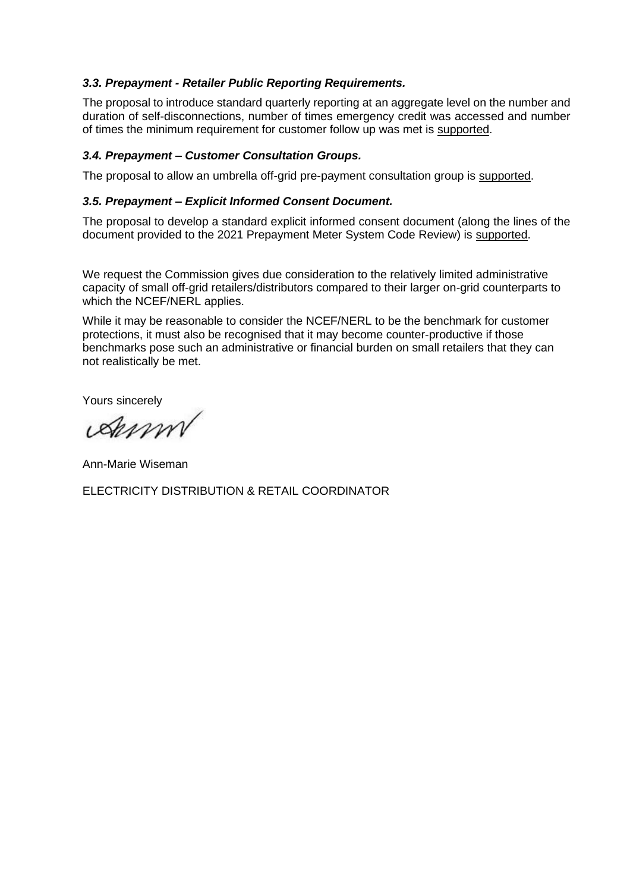### *3.3. Prepayment - Retailer Public Reporting Requirements.*

The proposal to introduce standard quarterly reporting at an aggregate level on the number and duration of self-disconnections, number of times emergency credit was accessed and number of times the minimum requirement for customer follow up was met is <u>supported</u>.

### *3.4. Prepayment – Customer Consultation Groups.*

The proposal to allow an umbrella off-grid pre-payment consultation group is <u>supported</u>.

### *3.5. Prepayment – Explicit Informed Consent Document.*

The proposal to develop a standard explicit informed consent document (along the lines of the document provided to the 2021 Prepayment Meter System Code Review) is <u>supported</u>.

We request the Commission gives due consideration to the relatively limited administrative capacity of small off-grid retailers/distributors compared to their larger on-grid counterparts to which the NCEF/NERL applies.

While it may be reasonable to consider the NCEF/NERL to be the benchmark for customer protections, it must also be recognised that it may become counter-productive if those benchmarks pose such an administrative or financial burden on small retailers that they can not realistically be met.

Yours sincerely

Ann-Marie Wiseman

ELECTRICITY DISTRIBUTION & RETAIL COORDINATOR